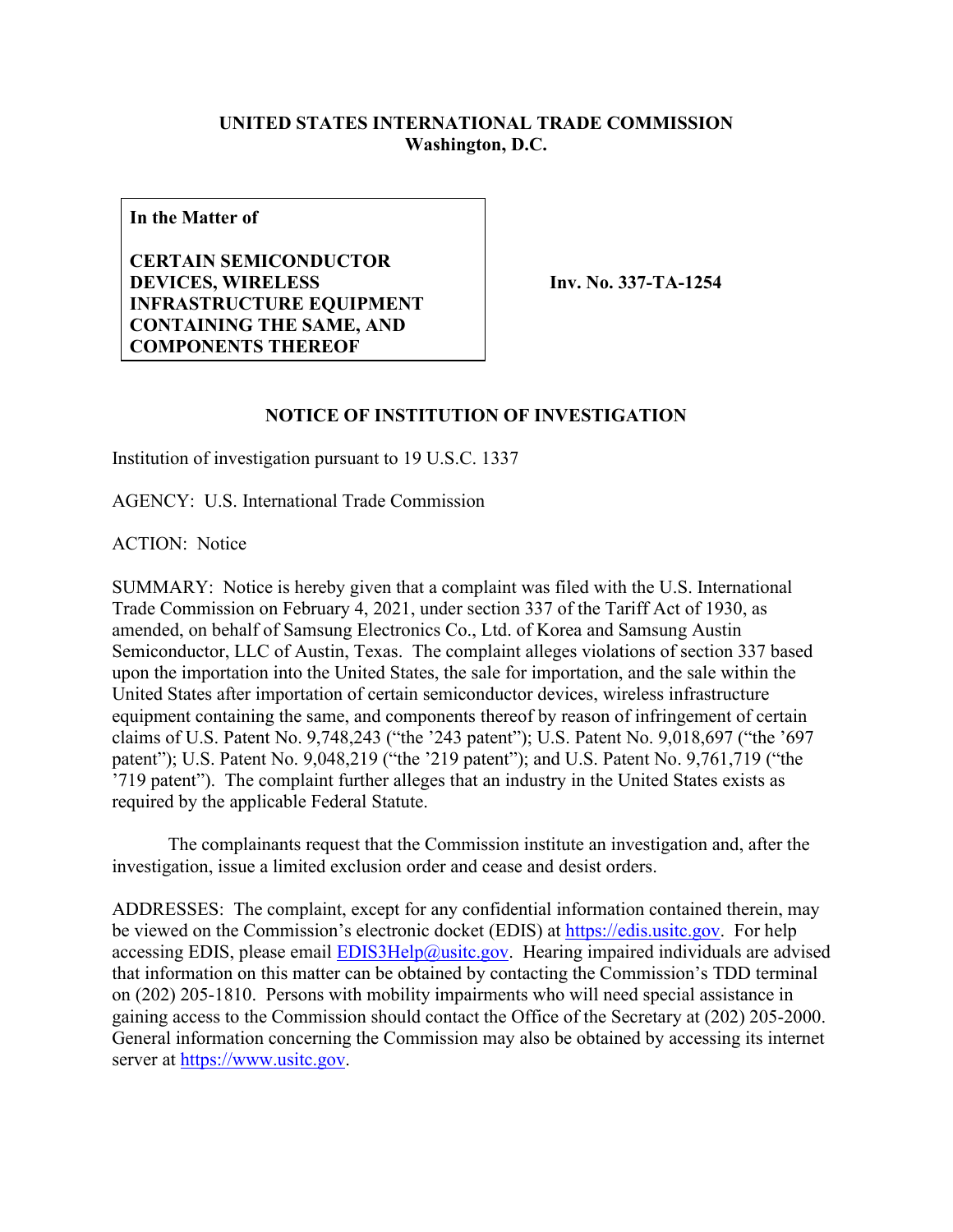**UNITED STATES INTERNATIONAL TRADE COMMISSION**
**Washington, D.C.**

| **In the Matter of** <br><br> **CERTAIN SEMICONDUCTOR DEVICES, WIRELESS INFRASTRUCTURE EQUIPMENT CONTAINING THE SAME, AND COMPONENTS THEREOF** | **Inv. No. 337-TA-1254** |
| --- | --- |

## NOTICE OF INSTITUTION OF INVESTIGATION

Institution of investigation pursuant to 19 U.S.C. 1337

AGENCY: U.S. International Trade Commission

ACTION: Notice

SUMMARY: Notice is hereby given that a complaint was filed with the U.S. International Trade Commission on February 4, 2021, under section 337 of the Tariff Act of 1930, as amended, on behalf of Samsung Electronics Co., Ltd. of Korea and Samsung Austin Semiconductor, LLC of Austin, Texas. The complaint alleges violations of section 337 based upon the importation into the United States, the sale for importation, and the sale within the United States after importation of certain semiconductor devices, wireless infrastructure equipment containing the same, and components thereof by reason of infringement of certain claims of U.S. Patent No. 9,748,243 ("the '243 patent"); U.S. Patent No. 9,018,697 ("the '697 patent"); U.S. Patent No. 9,048,219 ("the '219 patent"); and U.S. Patent No. 9,761,719 ("the '719 patent"). The complaint further alleges that an industry in the United States exists as required by the applicable Federal Statute.

The complainants request that the Commission institute an investigation and, after the investigation, issue a limited exclusion order and cease and desist orders.

ADDRESSES: The complaint, except for any confidential information contained therein, may be viewed on the Commission's electronic docket (EDIS) at https://edis.usitc.gov. For help accessing EDIS, please email EDIS3Help@usitc.gov. Hearing impaired individuals are advised that information on this matter can be obtained by contacting the Commission's TDD terminal on (202) 205-1810. Persons with mobility impairments who will need special assistance in gaining access to the Commission should contact the Office of the Secretary at (202) 205-2000. General information concerning the Commission may also be obtained by accessing its internet server at https://www.usitc.gov.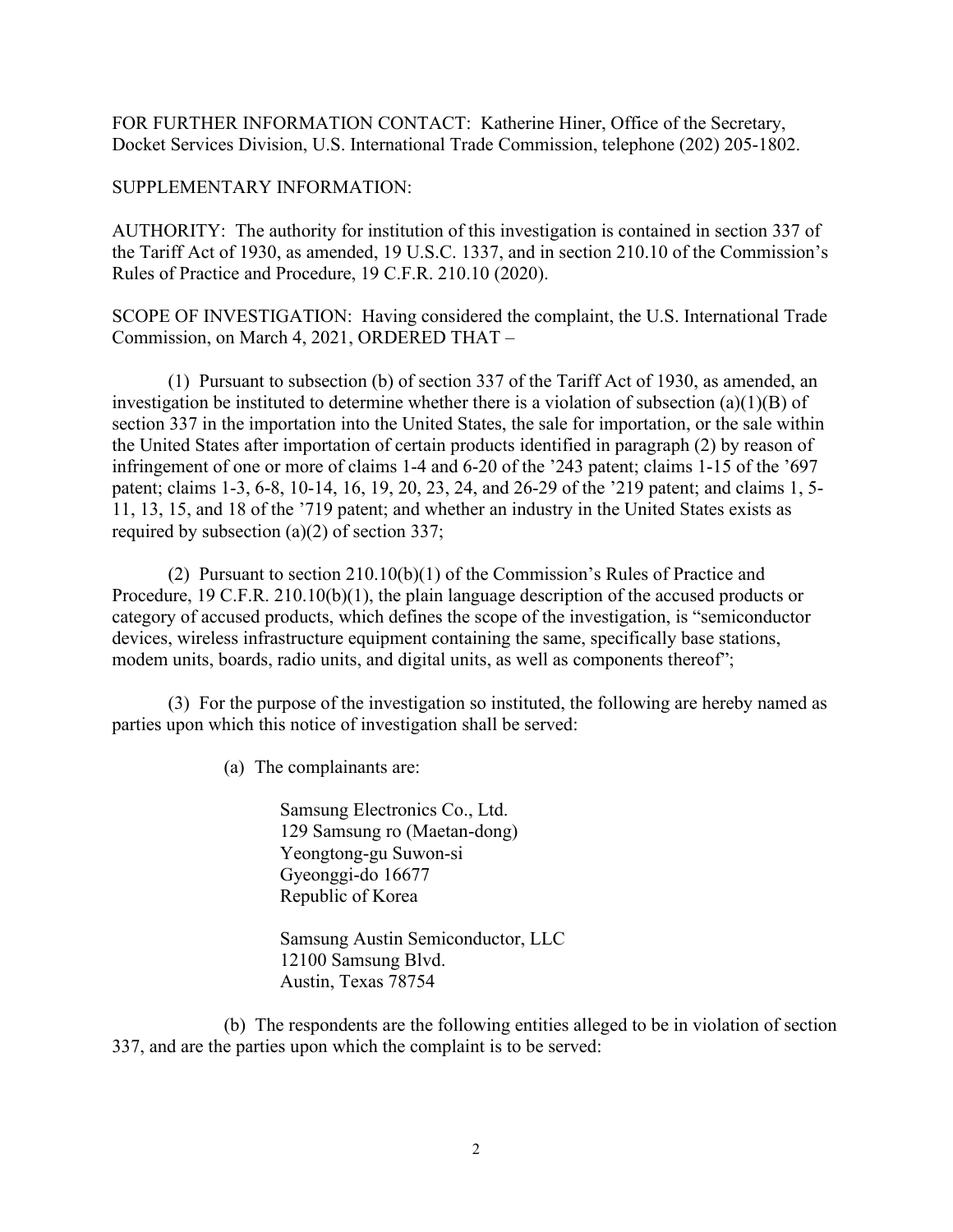FOR FURTHER INFORMATION CONTACT: Katherine Hiner, Office of the Secretary, Docket Services Division, U.S. International Trade Commission, telephone (202) 205-1802.

SUPPLEMENTARY INFORMATION:

AUTHORITY: The authority for institution of this investigation is contained in section 337 of the Tariff Act of 1930, as amended, 19 U.S.C. 1337, and in section 210.10 of the Commission's Rules of Practice and Procedure, 19 C.F.R. 210.10 (2020).

SCOPE OF INVESTIGATION: Having considered the complaint, the U.S. International Trade Commission, on March 4, 2021, ORDERED THAT –

(1) Pursuant to subsection (b) of section 337 of the Tariff Act of 1930, as amended, an investigation be instituted to determine whether there is a violation of subsection (a)(1)(B) of section 337 in the importation into the United States, the sale for importation, or the sale within the United States after importation of certain products identified in paragraph (2) by reason of infringement of one or more of claims 1-4 and 6-20 of the '243 patent; claims 1-15 of the '697 patent; claims 1-3, 6-8, 10-14, 16, 19, 20, 23, 24, and 26-29 of the '219 patent; and claims 1, 5-11, 13, 15, and 18 of the '719 patent; and whether an industry in the United States exists as required by subsection (a)(2) of section 337;

(2) Pursuant to section 210.10(b)(1) of the Commission's Rules of Practice and Procedure, 19 C.F.R. 210.10(b)(1), the plain language description of the accused products or category of accused products, which defines the scope of the investigation, is "semiconductor devices, wireless infrastructure equipment containing the same, specifically base stations, modem units, boards, radio units, and digital units, as well as components thereof";

(3) For the purpose of the investigation so instituted, the following are hereby named as parties upon which this notice of investigation shall be served:

(a) The complainants are:

Samsung Electronics Co., Ltd.
129 Samsung ro (Maetan-dong)
Yeongtong-gu Suwon-si
Gyeonggi-do 16677
Republic of Korea

Samsung Austin Semiconductor, LLC
12100 Samsung Blvd.
Austin, Texas 78754

(b) The respondents are the following entities alleged to be in violation of section 337, and are the parties upon which the complaint is to be served: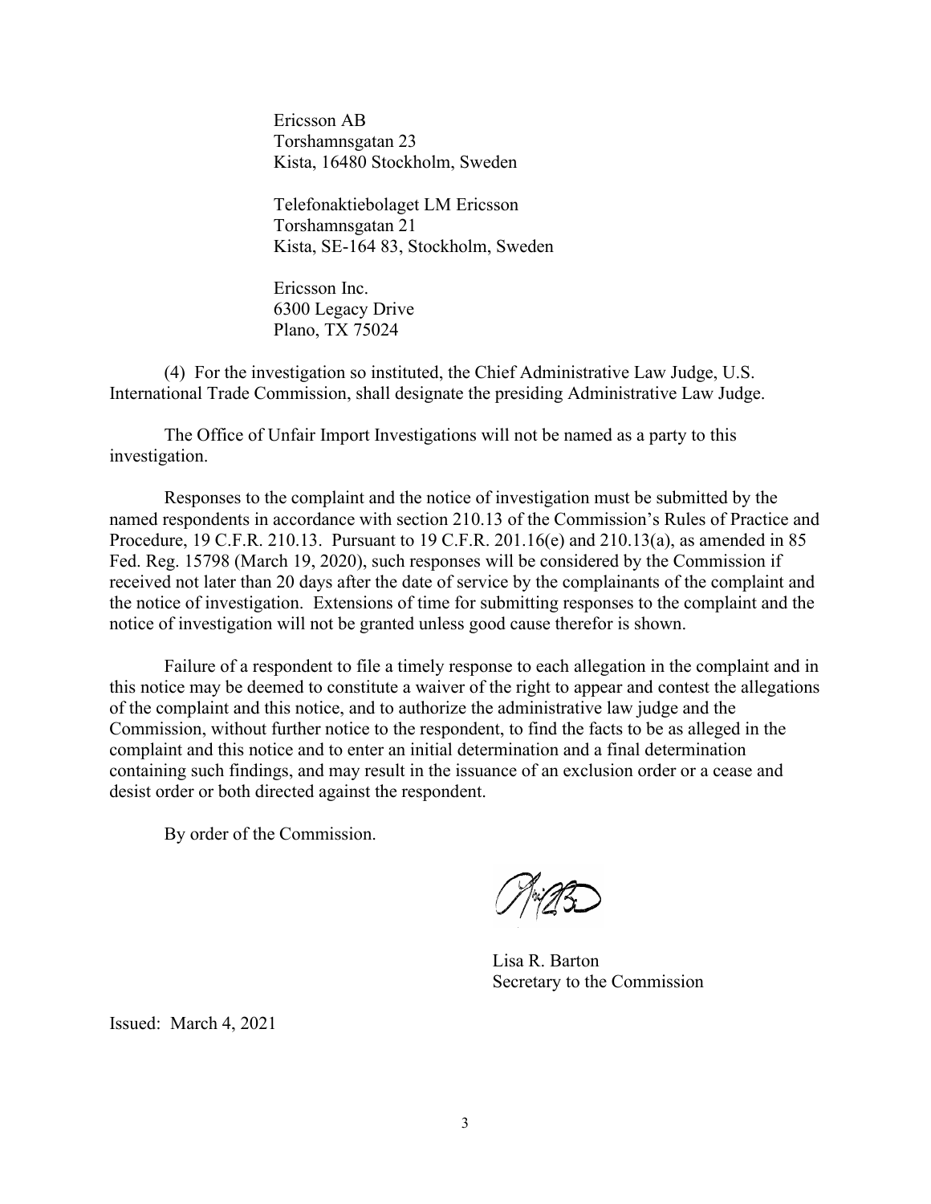Ericsson AB
Torshamnsgatan 23
Kista, 16480 Stockholm, Sweden

Telefonaktiebolaget LM Ericsson
Torshamnsgatan 21
Kista, SE-164 83, Stockholm, Sweden

Ericsson Inc.
6300 Legacy Drive
Plano, TX 75024

(4) For the investigation so instituted, the Chief Administrative Law Judge, U.S. International Trade Commission, shall designate the presiding Administrative Law Judge.

The Office of Unfair Import Investigations will not be named as a party to this investigation.

Responses to the complaint and the notice of investigation must be submitted by the named respondents in accordance with section 210.13 of the Commission's Rules of Practice and Procedure, 19 C.F.R. 210.13. Pursuant to 19 C.F.R. 201.16(e) and 210.13(a), as amended in 85 Fed. Reg. 15798 (March 19, 2020), such responses will be considered by the Commission if received not later than 20 days after the date of service by the complainants of the complaint and the notice of investigation. Extensions of time for submitting responses to the complaint and the notice of investigation will not be granted unless good cause therefor is shown.

Failure of a respondent to file a timely response to each allegation in the complaint and in this notice may be deemed to constitute a waiver of the right to appear and contest the allegations of the complaint and this notice, and to authorize the administrative law judge and the Commission, without further notice to the respondent, to find the facts to be as alleged in the complaint and this notice and to enter an initial determination and a final determination containing such findings, and may result in the issuance of an exclusion order or a cease and desist order or both directed against the respondent.

By order of the Commission.

Lisa R. Barton
Secretary to the Commission

Issued: March 4, 2021